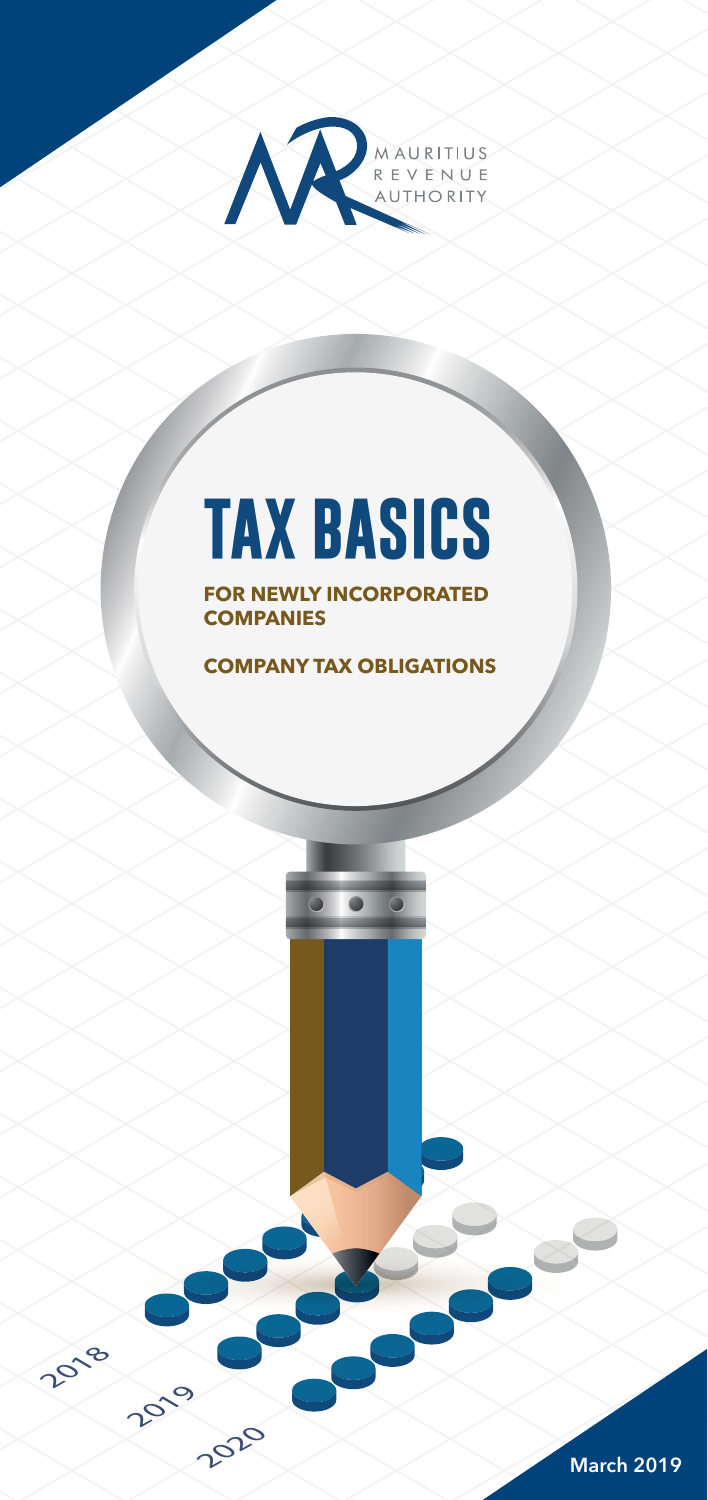MAURITIUS REVENUE AUTHORITY

# TAX BASICS

**FOR NEWLY INCORPORATED COMPANIES**

**COMPANY TAX OBLIGATIONS**

2018

2019

2020

**March 2019**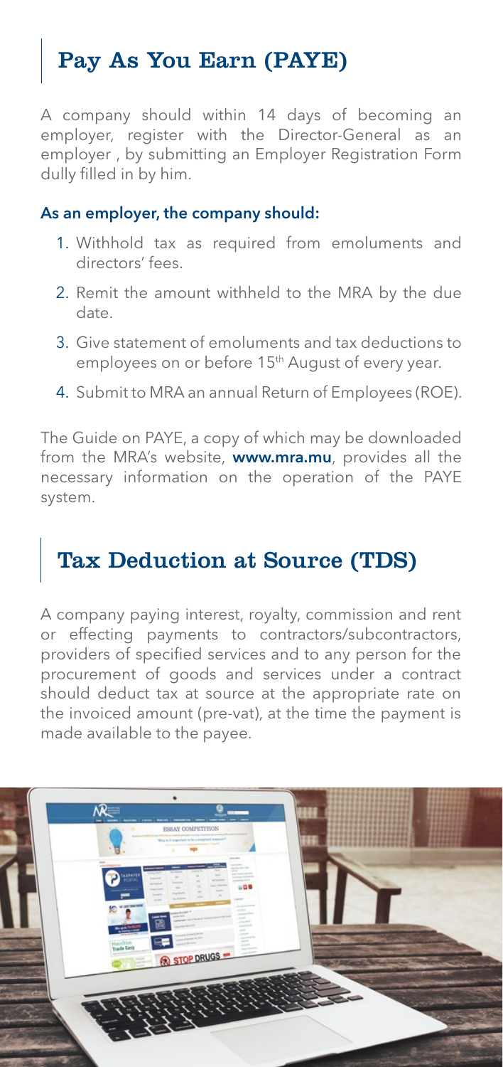## Pay As You Earn (PAYE)

A company should within 14 days of becoming an employer, register with the Director-General as an employer , by submitting an Employer Registration Form dully filled in by him.

**As an employer, the company should:**

1. Withhold tax as required from emoluments and directors' fees.
2. Remit the amount withheld to the MRA by the due date.
3. Give statement of emoluments and tax deductions to employees on or before 15th August of every year.
4. Submit to MRA an annual Return of Employees (ROE).

The Guide on PAYE, a copy of which may be downloaded from the MRA's website, **www.mra.mu**, provides all the necessary information on the operation of the PAYE system.

## Tax Deduction at Source (TDS)

A company paying interest, royalty, commission and rent or effecting payments to contractors/subcontractors, providers of specified services and to any person for the procurement of goods and services under a contract should deduct tax at source at the appropriate rate on the invoiced amount (pre-vat), at the time the payment is made available to the payee.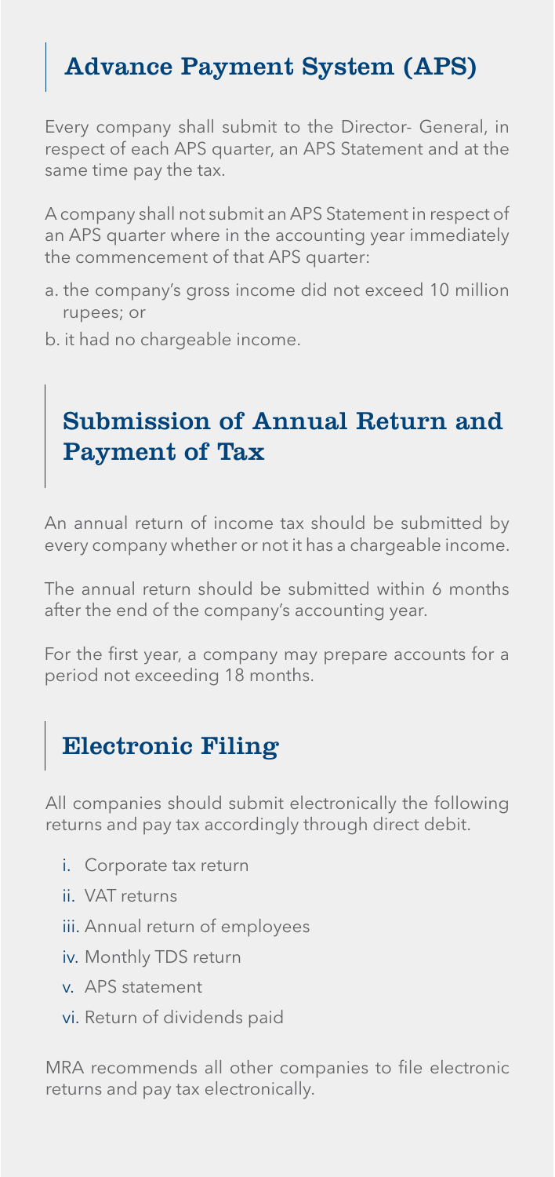## Advance Payment System (APS)

Every company shall submit to the Director- General, in respect of each APS quarter, an APS Statement and at the same time pay the tax.

A company shall not submit an APS Statement in respect of an APS quarter where in the accounting year immediately the commencement of that APS quarter:

a. the company's gross income did not exceed 10 million rupees; or

b. it had no chargeable income.

## Submission of Annual Return and Payment of Tax

An annual return of income tax should be submitted by every company whether or not it has a chargeable income.

The annual return should be submitted within 6 months after the end of the company's accounting year.

For the first year, a company may prepare accounts for a period not exceeding 18 months.

## Electronic Filing

All companies should submit electronically the following returns and pay tax accordingly through direct debit.

i. Corporate tax return

ii. VAT returns

iii. Annual return of employees

iv. Monthly TDS return

v. APS statement

vi. Return of dividends paid

MRA recommends all other companies to file electronic returns and pay tax electronically.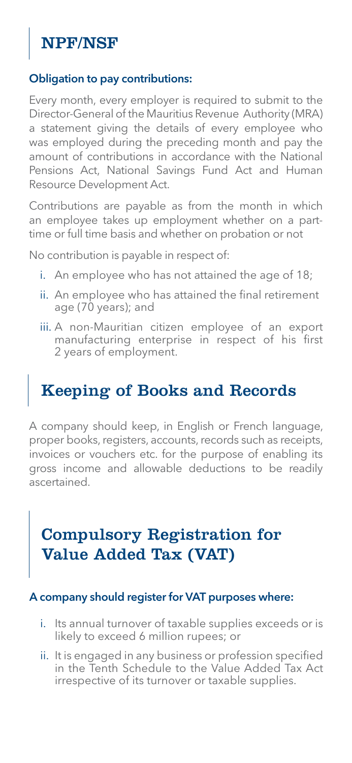## NPF/NSF

### Obligation to pay contributions:

Every month, every employer is required to submit to the Director-General of the Mauritius Revenue Authority (MRA) a statement giving the details of every employee who was employed during the preceding month and pay the amount of contributions in accordance with the National Pensions Act, National Savings Fund Act and Human Resource Development Act.

Contributions are payable as from the month in which an employee takes up employment whether on a part-time or full time basis and whether on probation or not

No contribution is payable in respect of:

i. An employee who has not attained the age of 18;
ii. An employee who has attained the final retirement age (70 years); and
iii. A non-Mauritian citizen employee of an export manufacturing enterprise in respect of his first 2 years of employment.

## Keeping of Books and Records

A company should keep, in English or French language, proper books, registers, accounts, records such as receipts, invoices or vouchers etc. for the purpose of enabling its gross income and allowable deductions to be readily ascertained.

## Compulsory Registration for Value Added Tax (VAT)

### A company should register for VAT purposes where:

i. Its annual turnover of taxable supplies exceeds or is likely to exceed 6 million rupees; or
ii. It is engaged in any business or profession specified in the Tenth Schedule to the Value Added Tax Act irrespective of its turnover or taxable supplies.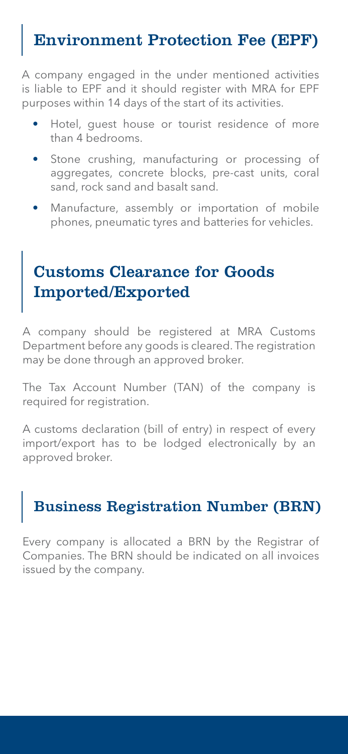## Environment Protection Fee (EPF)

A company engaged in the under mentioned activities is liable to EPF and it should register with MRA for EPF purposes within 14 days of the start of its activities.

- Hotel, guest house or tourist residence of more than 4 bedrooms.
- Stone crushing, manufacturing or processing of aggregates, concrete blocks, pre-cast units, coral sand, rock sand and basalt sand.
- Manufacture, assembly or importation of mobile phones, pneumatic tyres and batteries for vehicles.

## Customs Clearance for Goods Imported/Exported

A company should be registered at MRA Customs Department before any goods is cleared. The registration may be done through an approved broker.

The Tax Account Number (TAN) of the company is required for registration.

A customs declaration (bill of entry) in respect of every import/export has to be lodged electronically by an approved broker.

## Business Registration Number (BRN)

Every company is allocated a BRN by the Registrar of Companies. The BRN should be indicated on all invoices issued by the company.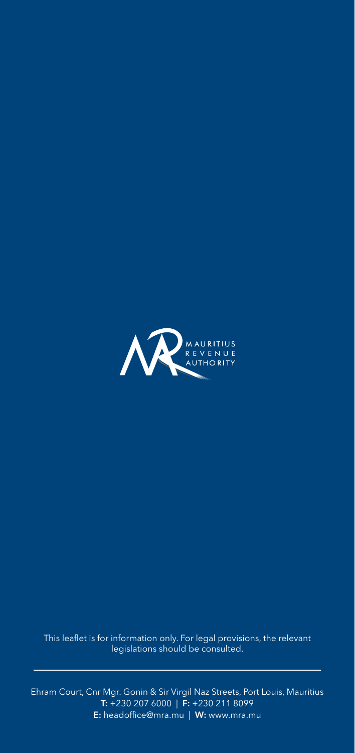MAURITIUS
REVENUE
AUTHORITY

This leaflet is for information only. For legal provisions, the relevant legislations should be consulted.

---

Ehram Court, Cnr Mgr. Gonin & Sir Virgil Naz Streets, Port Louis, Mauritius
**T:** +230 207 6000 | **F:** +230 211 8099
**E:** headoffice@mra.mu | **W:** www.mra.mu